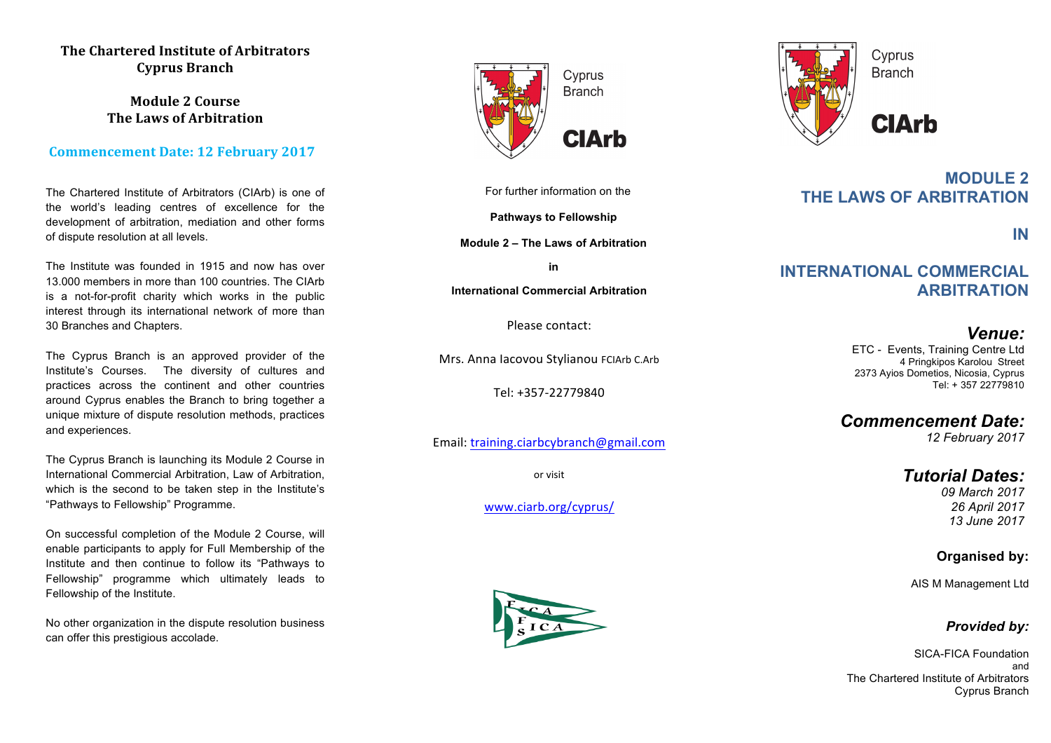# The Chartered Institute of Arbitrators Cyprus Branch

## Module 2 Course
## The Laws of Arbitration

### Commencement Date: 12 February 2017

The Chartered Institute of Arbitrators (CIArb) is one of the world's leading centres of excellence for the development of arbitration, mediation and other forms of dispute resolution at all levels.

The Institute was founded in 1915 and now has over 13.000 members in more than 100 countries. The CIArb is a not-for-profit charity which works in the public interest through its international network of more than 30 Branches and Chapters.

The Cyprus Branch is an approved provider of the Institute's Courses. The diversity of cultures and practices across the continent and other countries around Cyprus enables the Branch to bring together a unique mixture of dispute resolution methods, practices and experiences.

The Cyprus Branch is launching its Module 2 Course in International Commercial Arbitration, Law of Arbitration, which is the second to be taken step in the Institute's "Pathways to Fellowship" Programme.

On successful completion of the Module 2 Course, will enable participants to apply for Full Membership of the Institute and then continue to follow its "Pathways to Fellowship" programme which ultimately leads to Fellowship of the Institute.

No other organization in the dispute resolution business can offer this prestigious accolade.

Cyprus Branch

CIArb

For further information on the

**Pathways to Fellowship**

**Module 2 – The Laws of Arbitration**

**in**

**International Commercial Arbitration**

Please contact:

Mrs. Anna Iacovou Stylianou FCIArb C.Arb

Tel: +357-22779840

Email: training.ciarbcybranch@gmail.com

or visit

www.ciarb.org/cyprus/

Cyprus Branch

CIArb

# MODULE 2 THE LAWS OF ARBITRATION

# IN

# INTERNATIONAL COMMERCIAL ARBITRATION

## *Venue:*

ETC - Events, Training Centre Ltd
4 Pringkipos Karolou Street
2373 Ayios Dometios, Nicosia, Cyprus
Tel: + 357 22779810

## *Commencement Date:*

*12 February 2017*

## *Tutorial Dates:*

*09 March 2017*
*26 April 2017*
*13 June 2017*

### Organised by:

AIS M Management Ltd

### *Provided by:*

SICA-FICA Foundation
and
The Chartered Institute of Arbitrators
Cyprus Branch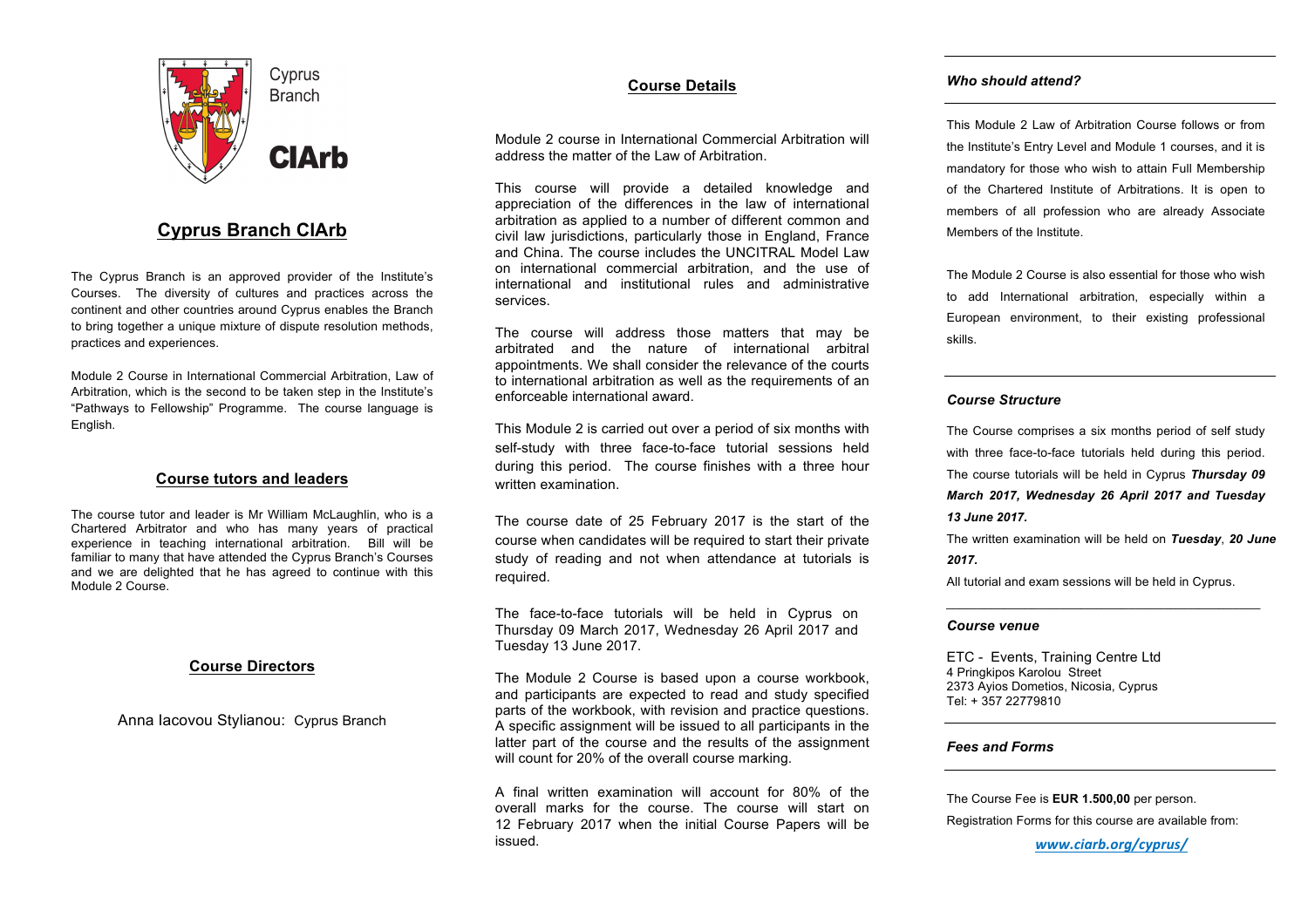Cyprus Branch

CIArb

## Cyprus Branch CIArb

The Cyprus Branch is an approved provider of the Institute's Courses. The diversity of cultures and practices across the continent and other countries around Cyprus enables the Branch to bring together a unique mixture of dispute resolution methods, practices and experiences.

Module 2 Course in International Commercial Arbitration, Law of Arbitration, which is the second to be taken step in the Institute's "Pathways to Fellowship" Programme. The course language is English.

### Course tutors and leaders

The course tutor and leader is Mr William McLaughlin, who is a Chartered Arbitrator and who has many years of practical experience in teaching international arbitration. Bill will be familiar to many that have attended the Cyprus Branch's Courses and we are delighted that he has agreed to continue with this Module 2 Course.

### Course Directors

Anna Iacovou Stylianou: Cyprus Branch

### Course Details

Module 2 course in International Commercial Arbitration will address the matter of the Law of Arbitration.

This course will provide a detailed knowledge and appreciation of the differences in the law of international arbitration as applied to a number of different common and civil law jurisdictions, particularly those in England, France and China. The course includes the UNCITRAL Model Law on international commercial arbitration, and the use of international and institutional rules and administrative services.

The course will address those matters that may be arbitrated and the nature of international arbitral appointments. We shall consider the relevance of the courts to international arbitration as well as the requirements of an enforceable international award.

This Module 2 is carried out over a period of six months with self-study with three face-to-face tutorial sessions held during this period. The course finishes with a three hour written examination.

The course date of 25 February 2017 is the start of the course when candidates will be required to start their private study of reading and not when attendance at tutorials is required.

The face-to-face tutorials will be held in Cyprus on Thursday 09 March 2017, Wednesday 26 April 2017 and Tuesday 13 June 2017.

The Module 2 Course is based upon a course workbook, and participants are expected to read and study specified parts of the workbook, with revision and practice questions. A specific assignment will be issued to all participants in the latter part of the course and the results of the assignment will count for 20% of the overall course marking.

A final written examination will account for 80% of the overall marks for the course. The course will start on 12 February 2017 when the initial Course Papers will be issued.

### *Who should attend?*

This Module 2 Law of Arbitration Course follows or from the Institute's Entry Level and Module 1 courses, and it is mandatory for those who wish to attain Full Membership of the Chartered Institute of Arbitrations. It is open to members of all profession who are already Associate Members of the Institute.

The Module 2 Course is also essential for those who wish to add International arbitration, especially within a European environment, to their existing professional skills.

### *Course Structure*

The Course comprises a six months period of self study with three face-to-face tutorials held during this period. The course tutorials will be held in Cyprus ***Thursday 09 March 2017, Wednesday 26 April 2017 and Tuesday 13 June 2017.***

The written examination will be held on ***Tuesday***, ***20 June 2017.***

All tutorial and exam sessions will be held in Cyprus.

### *Course venue*

ETC - Events, Training Centre Ltd
4 Pringkipos Karolou Street
2373 Ayios Dometios, Nicosia, Cyprus
Tel: + 357 22779810

### *Fees and Forms*

The Course Fee is **EUR 1.500,00** per person.

Registration Forms for this course are available from:

*www.ciarb.org/cyprus/*